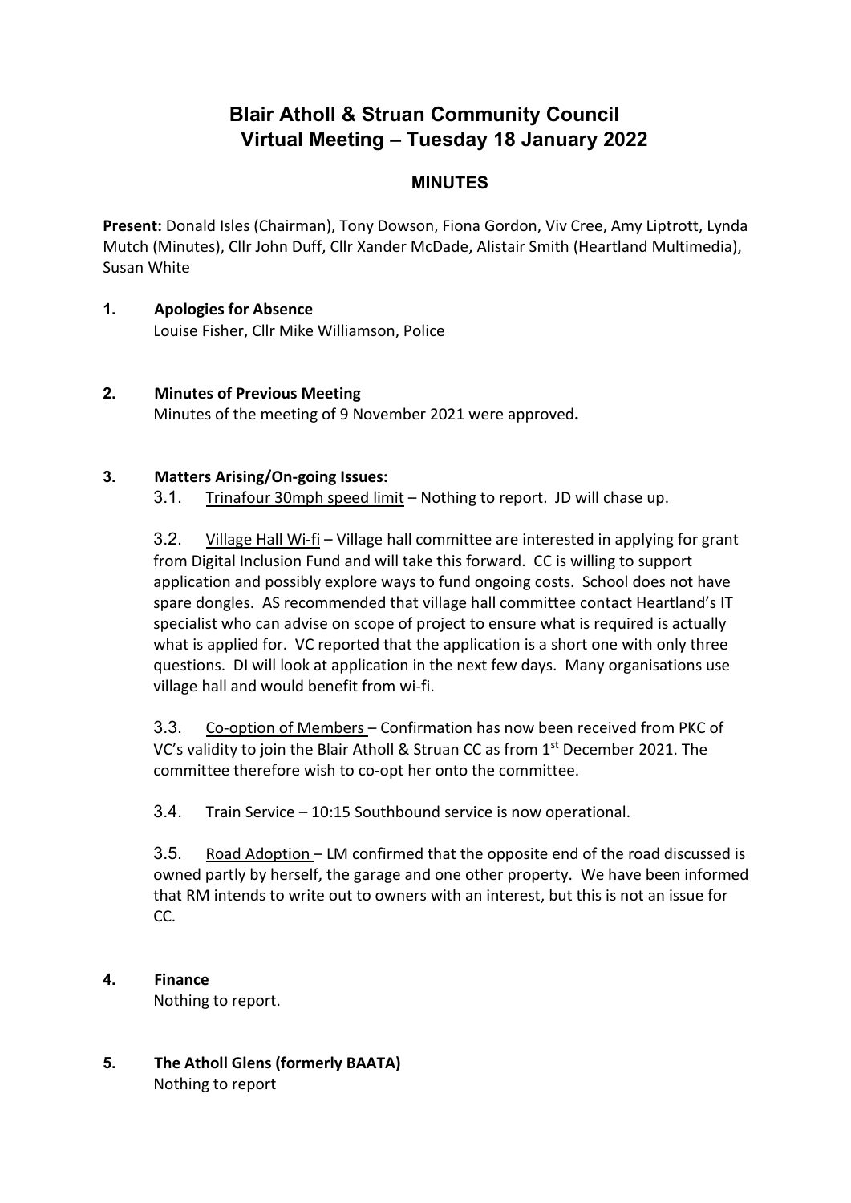# Blair Atholl & Struan Community Council
## Virtual Meeting – Tuesday 18 January 2022

### MINUTES

**Present:** Donald Isles (Chairman), Tony Dowson, Fiona Gordon, Viv Cree, Amy Liptrott, Lynda Mutch (Minutes), Cllr John Duff, Cllr Xander McDade, Alistair Smith (Heartland Multimedia), Susan White

**1. Apologies for Absence**

Louise Fisher, Cllr Mike Williamson, Police

**2. Minutes of Previous Meeting**

Minutes of the meeting of 9 November 2021 were approved**.**

**3. Matters Arising/On-going Issues:**

3.1. Trinafour 30mph speed limit – Nothing to report. JD will chase up.

3.2. Village Hall Wi-fi – Village hall committee are interested in applying for grant from Digital Inclusion Fund and will take this forward. CC is willing to support application and possibly explore ways to fund ongoing costs. School does not have spare dongles. AS recommended that village hall committee contact Heartland's IT specialist who can advise on scope of project to ensure what is required is actually what is applied for. VC reported that the application is a short one with only three questions. DI will look at application in the next few days. Many organisations use village hall and would benefit from wi-fi.

3.3. Co-option of Members – Confirmation has now been received from PKC of VC's validity to join the Blair Atholl & Struan CC as from 1st December 2021. The committee therefore wish to co-opt her onto the committee.

3.4. Train Service – 10:15 Southbound service is now operational.

3.5. Road Adoption – LM confirmed that the opposite end of the road discussed is owned partly by herself, the garage and one other property. We have been informed that RM intends to write out to owners with an interest, but this is not an issue for CC.

**4. Finance**

Nothing to report.

**5. The Atholl Glens (formerly BAATA)**

Nothing to report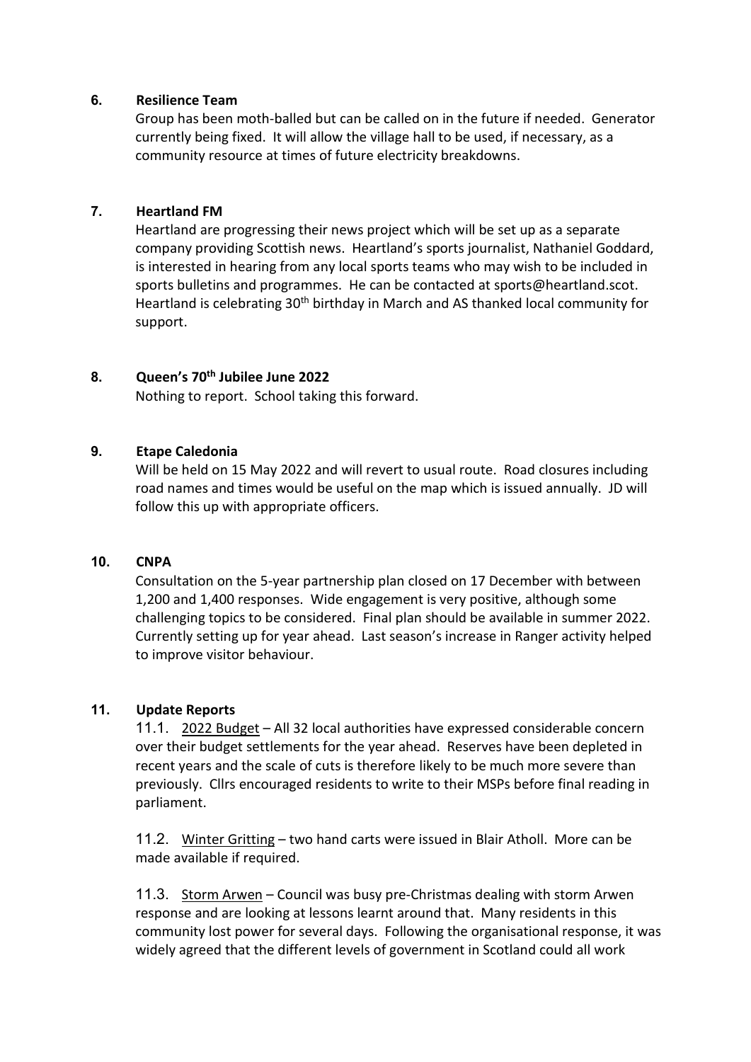## 6. Resilience Team

Group has been moth-balled but can be called on in the future if needed. Generator currently being fixed. It will allow the village hall to be used, if necessary, as a community resource at times of future electricity breakdowns.

## 7. Heartland FM

Heartland are progressing their news project which will be set up as a separate company providing Scottish news. Heartland's sports journalist, Nathaniel Goddard, is interested in hearing from any local sports teams who may wish to be included in sports bulletins and programmes. He can be contacted at sports@heartland.scot. Heartland is celebrating 30th birthday in March and AS thanked local community for support.

## 8. Queen's 70th Jubilee June 2022

Nothing to report. School taking this forward.

## 9. Etape Caledonia

Will be held on 15 May 2022 and will revert to usual route. Road closures including road names and times would be useful on the map which is issued annually. JD will follow this up with appropriate officers.

## 10. CNPA

Consultation on the 5-year partnership plan closed on 17 December with between 1,200 and 1,400 responses. Wide engagement is very positive, although some challenging topics to be considered. Final plan should be available in summer 2022. Currently setting up for year ahead. Last season's increase in Ranger activity helped to improve visitor behaviour.

## 11. Update Reports

11.1. 2022 Budget – All 32 local authorities have expressed considerable concern over their budget settlements for the year ahead. Reserves have been depleted in recent years and the scale of cuts is therefore likely to be much more severe than previously. Cllrs encouraged residents to write to their MSPs before final reading in parliament.

11.2. Winter Gritting – two hand carts were issued in Blair Atholl. More can be made available if required.

11.3. Storm Arwen – Council was busy pre-Christmas dealing with storm Arwen response and are looking at lessons learnt around that. Many residents in this community lost power for several days. Following the organisational response, it was widely agreed that the different levels of government in Scotland could all work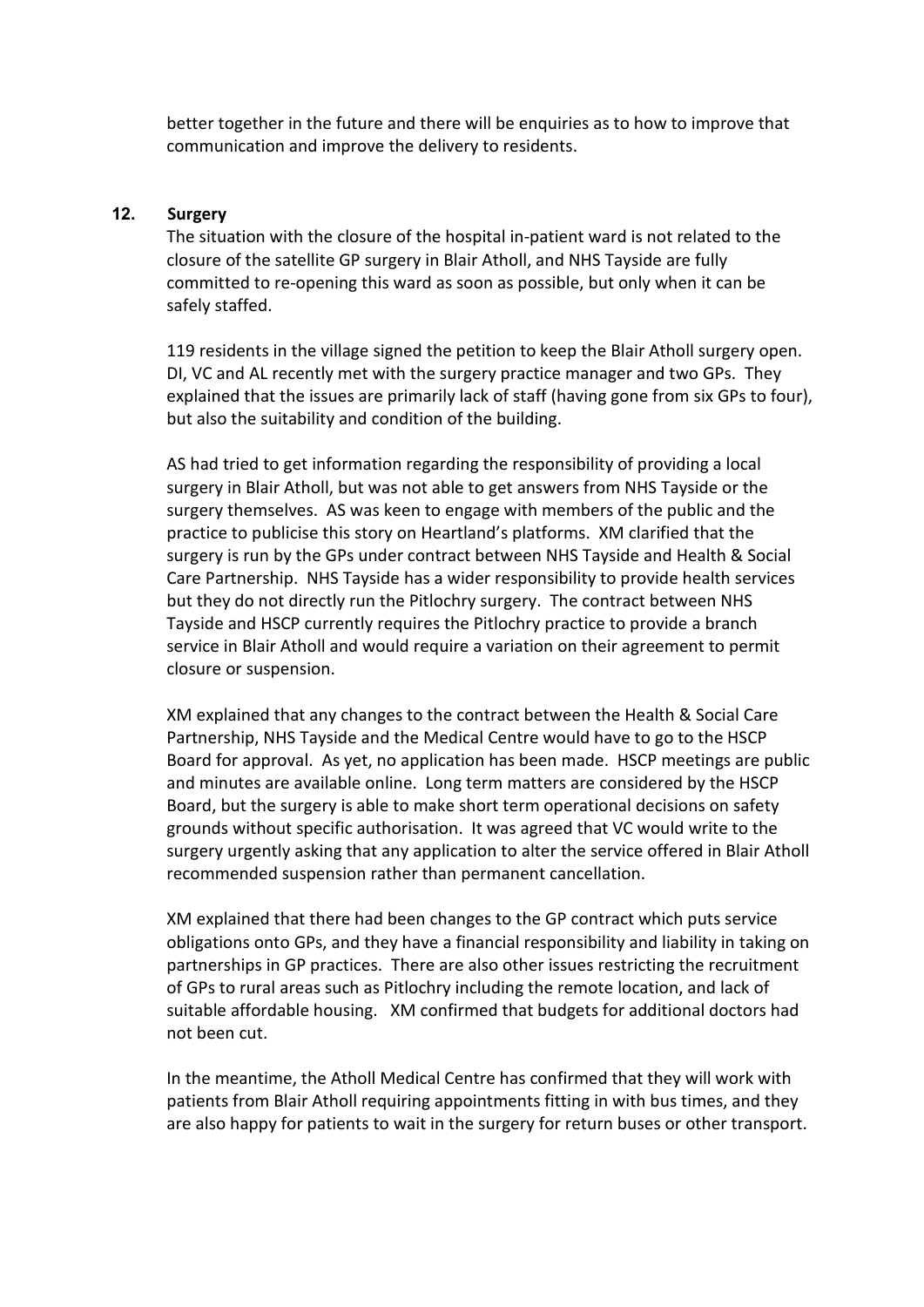better together in the future and there will be enquiries as to how to improve that communication and improve the delivery to residents.

## 12. Surgery

The situation with the closure of the hospital in-patient ward is not related to the closure of the satellite GP surgery in Blair Atholl, and NHS Tayside are fully committed to re-opening this ward as soon as possible, but only when it can be safely staffed.

119 residents in the village signed the petition to keep the Blair Atholl surgery open. DI, VC and AL recently met with the surgery practice manager and two GPs. They explained that the issues are primarily lack of staff (having gone from six GPs to four), but also the suitability and condition of the building.

AS had tried to get information regarding the responsibility of providing a local surgery in Blair Atholl, but was not able to get answers from NHS Tayside or the surgery themselves. AS was keen to engage with members of the public and the practice to publicise this story on Heartland's platforms. XM clarified that the surgery is run by the GPs under contract between NHS Tayside and Health & Social Care Partnership. NHS Tayside has a wider responsibility to provide health services but they do not directly run the Pitlochry surgery. The contract between NHS Tayside and HSCP currently requires the Pitlochry practice to provide a branch service in Blair Atholl and would require a variation on their agreement to permit closure or suspension.

XM explained that any changes to the contract between the Health & Social Care Partnership, NHS Tayside and the Medical Centre would have to go to the HSCP Board for approval. As yet, no application has been made. HSCP meetings are public and minutes are available online. Long term matters are considered by the HSCP Board, but the surgery is able to make short term operational decisions on safety grounds without specific authorisation. It was agreed that VC would write to the surgery urgently asking that any application to alter the service offered in Blair Atholl recommended suspension rather than permanent cancellation.

XM explained that there had been changes to the GP contract which puts service obligations onto GPs, and they have a financial responsibility and liability in taking on partnerships in GP practices. There are also other issues restricting the recruitment of GPs to rural areas such as Pitlochry including the remote location, and lack of suitable affordable housing. XM confirmed that budgets for additional doctors had not been cut.

In the meantime, the Atholl Medical Centre has confirmed that they will work with patients from Blair Atholl requiring appointments fitting in with bus times, and they are also happy for patients to wait in the surgery for return buses or other transport.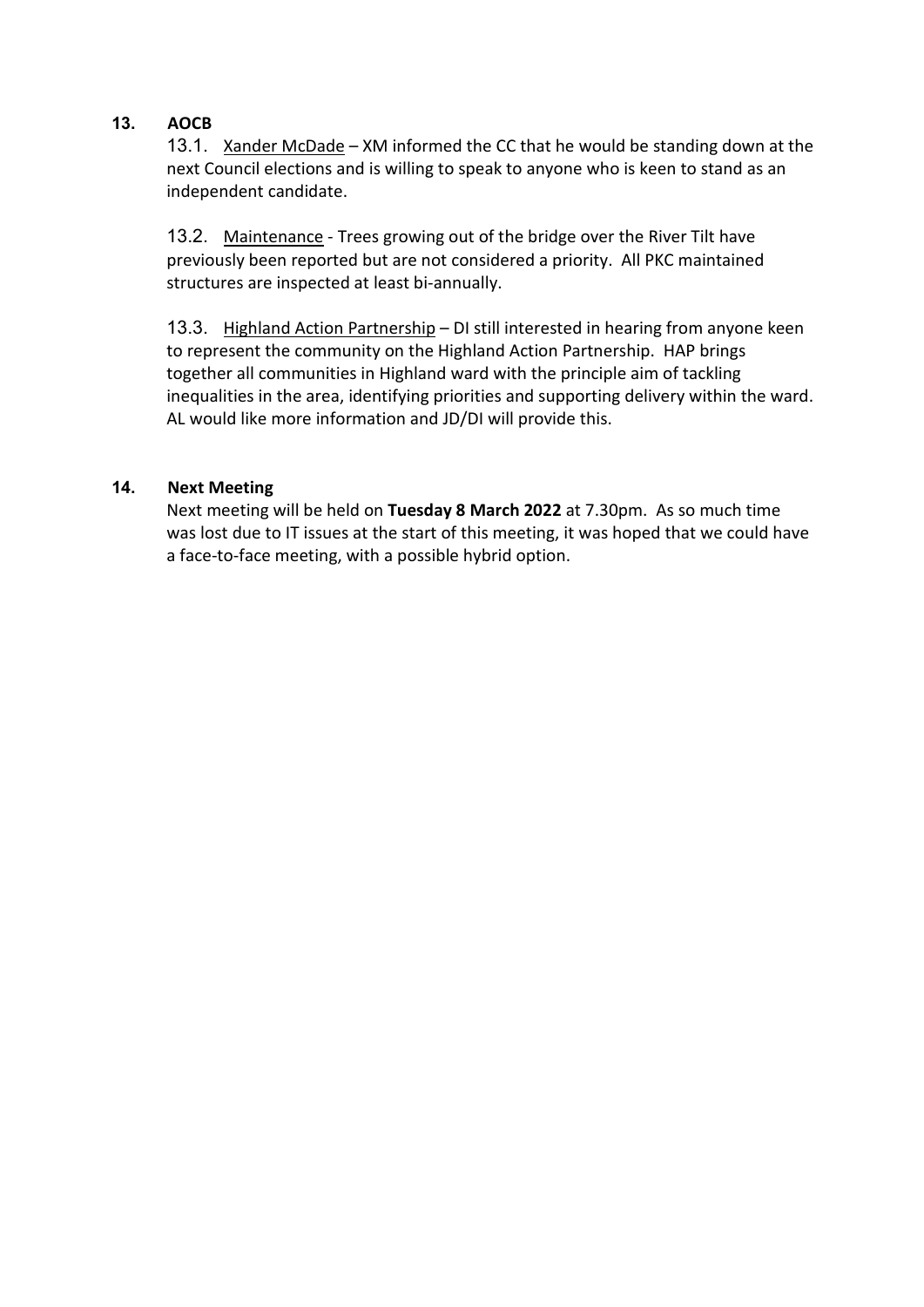## 13. AOCB

13.1. Xander McDade – XM informed the CC that he would be standing down at the next Council elections and is willing to speak to anyone who is keen to stand as an independent candidate.

13.2. Maintenance - Trees growing out of the bridge over the River Tilt have previously been reported but are not considered a priority. All PKC maintained structures are inspected at least bi-annually.

13.3. Highland Action Partnership – DI still interested in hearing from anyone keen to represent the community on the Highland Action Partnership. HAP brings together all communities in Highland ward with the principle aim of tackling inequalities in the area, identifying priorities and supporting delivery within the ward. AL would like more information and JD/DI will provide this.

## 14. Next Meeting

Next meeting will be held on **Tuesday 8 March 2022** at 7.30pm. As so much time was lost due to IT issues at the start of this meeting, it was hoped that we could have a face-to-face meeting, with a possible hybrid option.